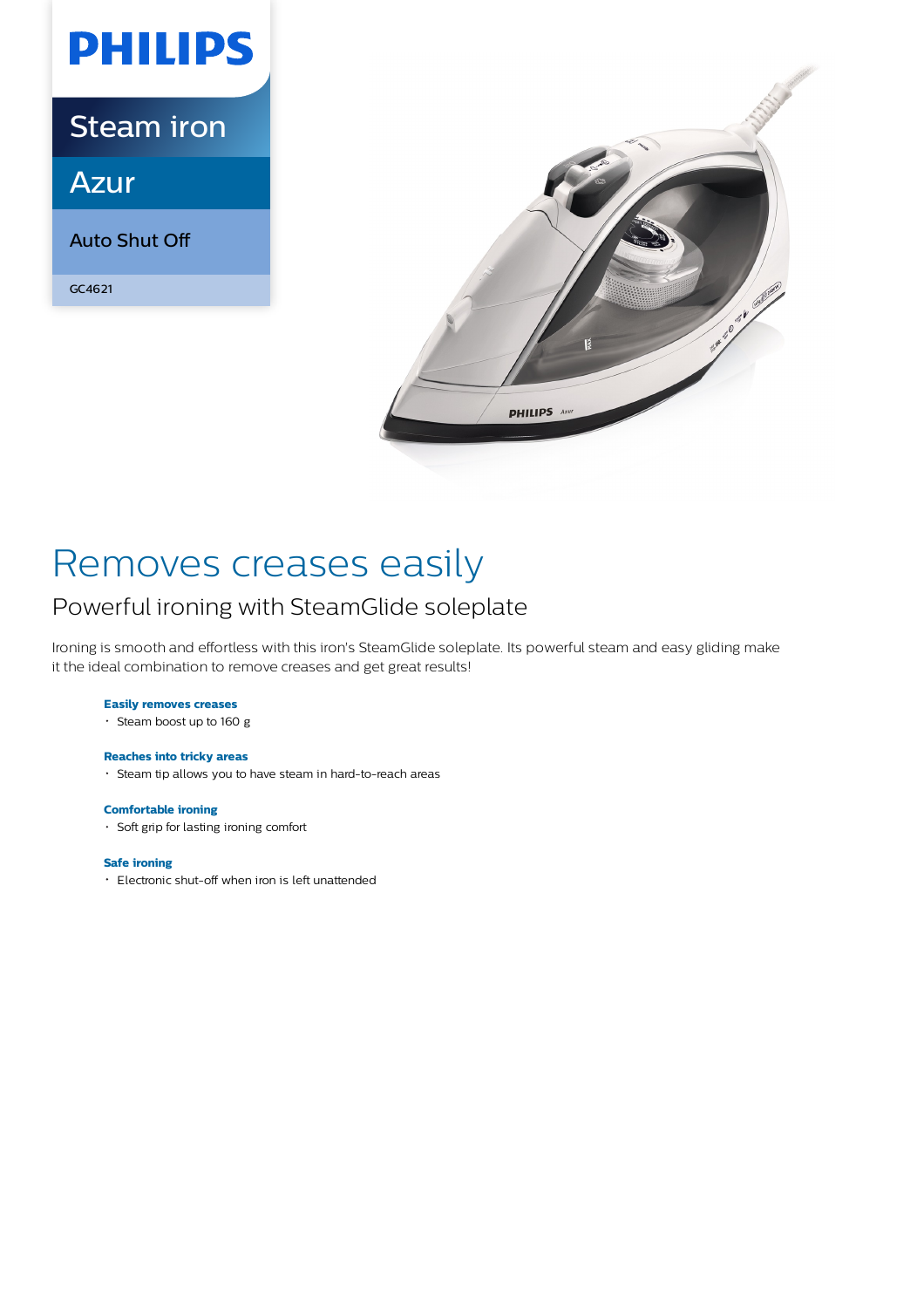# PHILIPS

Steam iron

Azur

Auto Shut Off

GC4621

# Removes creases easily

## Powerful ironing with SteamGlide soleplate

Ironing is smooth and effortless with this iron's SteamGlide soleplate. Its powerful steam and easy gliding make it the ideal combination to remove creases and get great results!

**Easily removes creases**

- Steam boost up to 160 g

**Reaches into tricky areas**

- Steam tip allows you to have steam in hard-to-reach areas

**Comfortable ironing**

- Soft grip for lasting ironing comfort

**Safe ironing**

- Electronic shut-off when iron is left unattended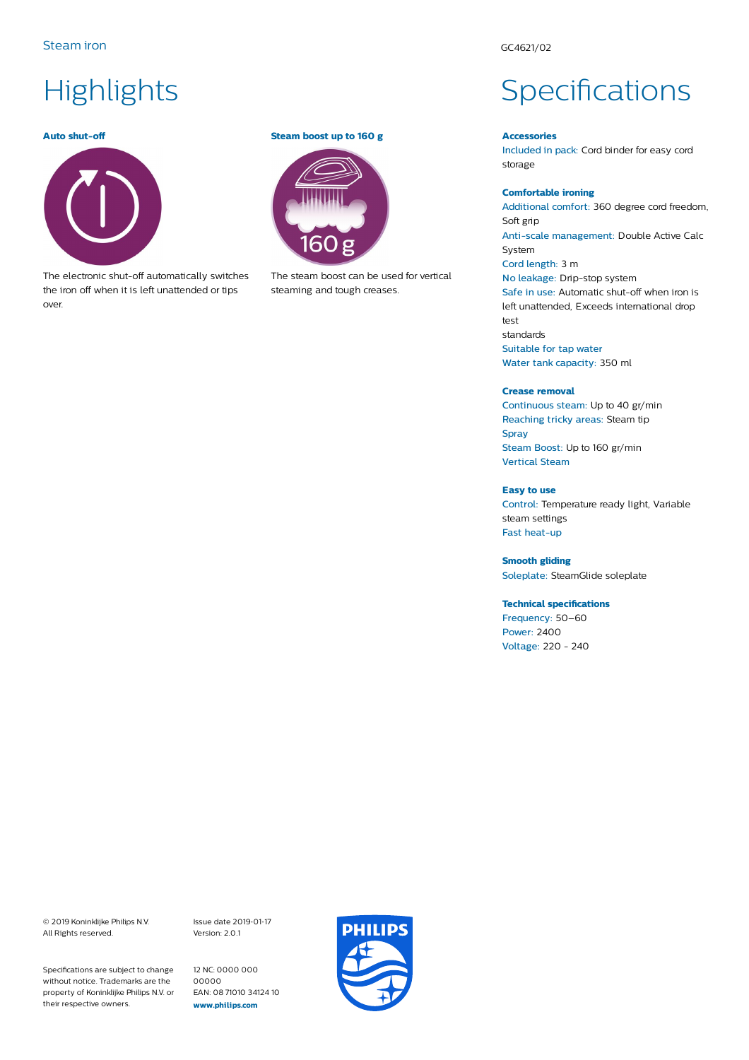# Highlights

**Auto shut-off**

The electronic shut-off automatically switches the iron off when it is left unattended or tips over.

**Steam boost up to 160 g**

160 g

The steam boost can be used for vertical steaming and tough creases.

GC4621/02

# Specifications

**Accessories**

Included in pack: Cord binder for easy cord storage

**Comfortable ironing**

Additional comfort: 360 degree cord freedom, Soft grip
Anti-scale management: Double Active Calc System
Cord length: 3 m
No leakage: Drip-stop system
Safe in use: Automatic shut-off when iron is left unattended, Exceeds international drop test
standards
Suitable for tap water
Water tank capacity: 350 ml

**Crease removal**

Continuous steam: Up to 40 gr/min
Reaching tricky areas: Steam tip
Spray
Steam Boost: Up to 160 gr/min
Vertical Steam

**Easy to use**

Control: Temperature ready light, Variable steam settings
Fast heat-up

**Smooth gliding**

Soleplate: SteamGlide soleplate

**Technical specifications**

Frequency: 50–60
Power: 2400
Voltage: 220 - 240

© 2019 Koninklijke Philips N.V.
All Rights reserved.

Specifications are subject to change without notice. Trademarks are the property of Koninklijke Philips N.V. or their respective owners.

Issue date 2019-01-17
Version: 2.0.1

12 NC: 0000 000 00000
EAN: 08 71010 34124 10

**www.philips.com**